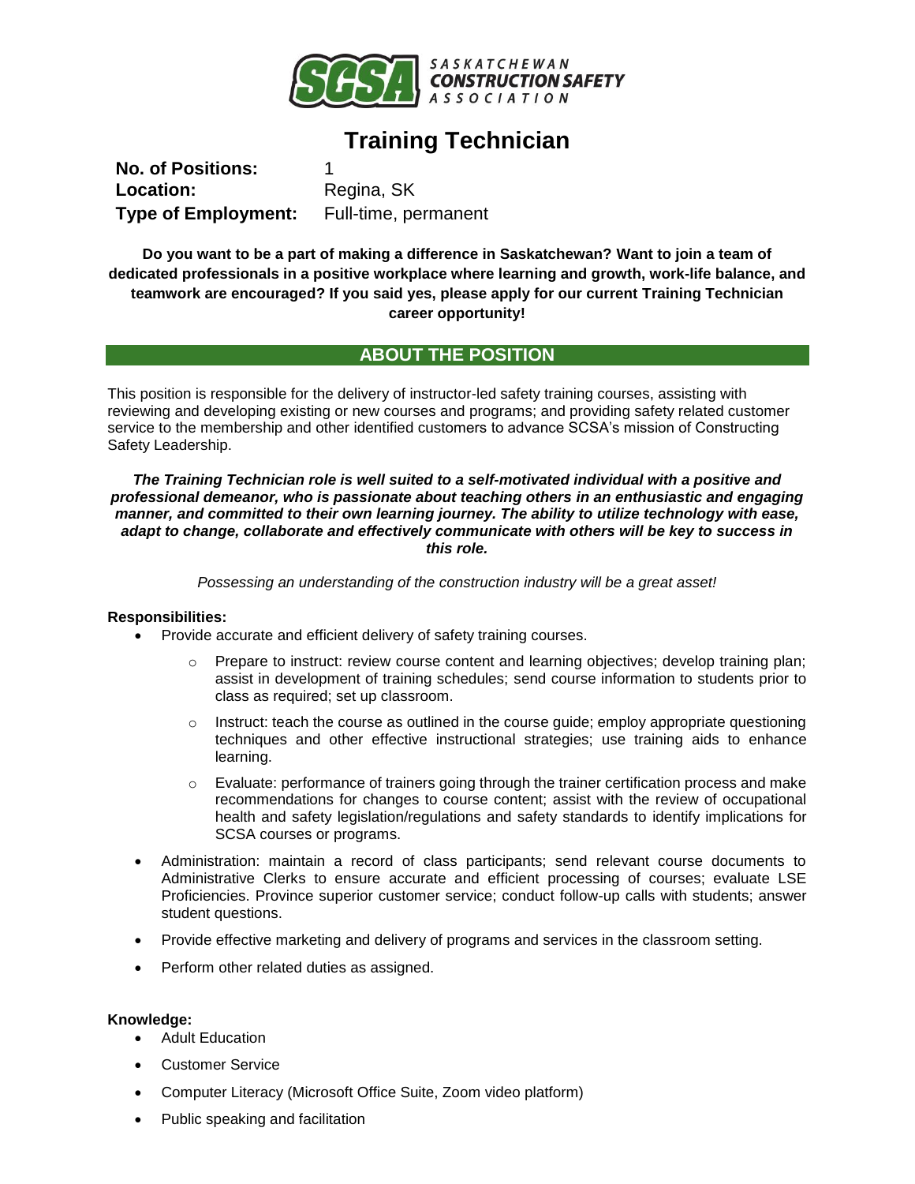SASKATCHEWAN CONSTRUCTION SAFETY ASSOCIATION

# Training Technician

**No. of Positions:** 1
**Location:** Regina, SK
**Type of Employment:** Full-time, permanent

**Do you want to be a part of making a difference in Saskatchewan? Want to join a team of dedicated professionals in a positive workplace where learning and growth, work-life balance, and teamwork are encouraged? If you said yes, please apply for our current Training Technician career opportunity!**

## ABOUT THE POSITION

This position is responsible for the delivery of instructor-led safety training courses, assisting with reviewing and developing existing or new courses and programs; and providing safety related customer service to the membership and other identified customers to advance SCSA's mission of Constructing Safety Leadership.

***The Training Technician role is well suited to a self-motivated individual with a positive and professional demeanor, who is passionate about teaching others in an enthusiastic and engaging manner, and committed to their own learning journey. The ability to utilize technology with ease, adapt to change, collaborate and effectively communicate with others will be key to success in this role.***

*Possessing an understanding of the construction industry will be a great asset!*

**Responsibilities:**

- Provide accurate and efficient delivery of safety training courses.
  - Prepare to instruct: review course content and learning objectives; develop training plan; assist in development of training schedules; send course information to students prior to class as required; set up classroom.
  - Instruct: teach the course as outlined in the course guide; employ appropriate questioning techniques and other effective instructional strategies; use training aids to enhance learning.
  - Evaluate: performance of trainers going through the trainer certification process and make recommendations for changes to course content; assist with the review of occupational health and safety legislation/regulations and safety standards to identify implications for SCSA courses or programs.
- Administration: maintain a record of class participants; send relevant course documents to Administrative Clerks to ensure accurate and efficient processing of courses; evaluate LSE Proficiencies. Province superior customer service; conduct follow-up calls with students; answer student questions.
- Provide effective marketing and delivery of programs and services in the classroom setting.
- Perform other related duties as assigned.

**Knowledge:**

- Adult Education
- Customer Service
- Computer Literacy (Microsoft Office Suite, Zoom video platform)
- Public speaking and facilitation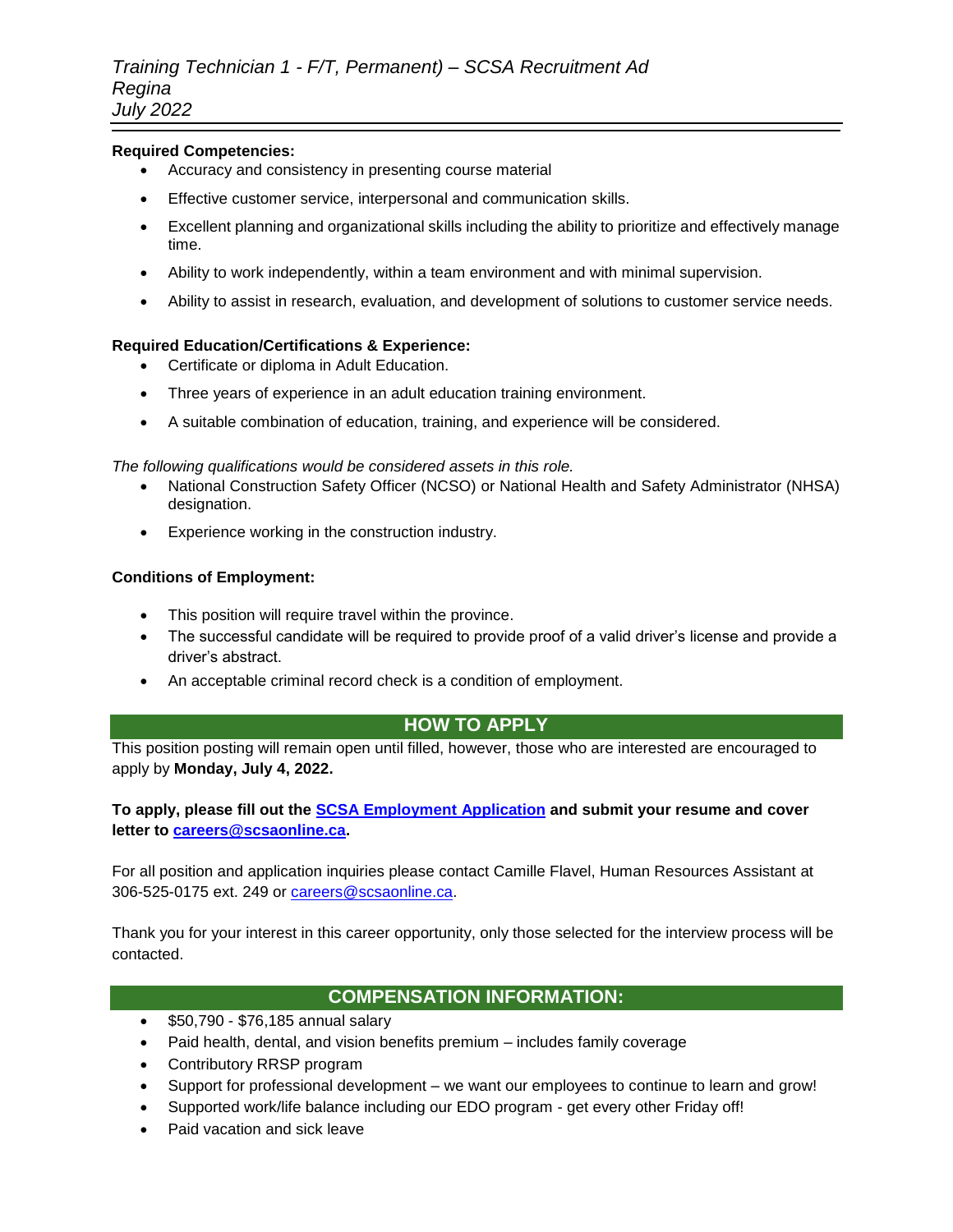**Required Competencies:**

- Accuracy and consistency in presenting course material
- Effective customer service, interpersonal and communication skills.
- Excellent planning and organizational skills including the ability to prioritize and effectively manage time.
- Ability to work independently, within a team environment and with minimal supervision.
- Ability to assist in research, evaluation, and development of solutions to customer service needs.

**Required Education/Certifications & Experience:**

- Certificate or diploma in Adult Education.
- Three years of experience in an adult education training environment.
- A suitable combination of education, training, and experience will be considered.

*The following qualifications would be considered assets in this role.*

- National Construction Safety Officer (NCSO) or National Health and Safety Administrator (NHSA) designation.
- Experience working in the construction industry.

**Conditions of Employment:**

- This position will require travel within the province.
- The successful candidate will be required to provide proof of a valid driver's license and provide a driver's abstract.
- An acceptable criminal record check is a condition of employment.

## HOW TO APPLY

This position posting will remain open until filled, however, those who are interested are encouraged to apply by **Monday, July 4, 2022.**

**To apply, please fill out the SCSA Employment Application and submit your resume and cover letter to careers@scsaonline.ca.**

For all position and application inquiries please contact Camille Flavel, Human Resources Assistant at 306-525-0175 ext. 249 or careers@scsaonline.ca.

Thank you for your interest in this career opportunity, only those selected for the interview process will be contacted.

## COMPENSATION INFORMATION:

- $50,790 - $76,185 annual salary
- Paid health, dental, and vision benefits premium – includes family coverage
- Contributory RRSP program
- Support for professional development – we want our employees to continue to learn and grow!
- Supported work/life balance including our EDO program - get every other Friday off!
- Paid vacation and sick leave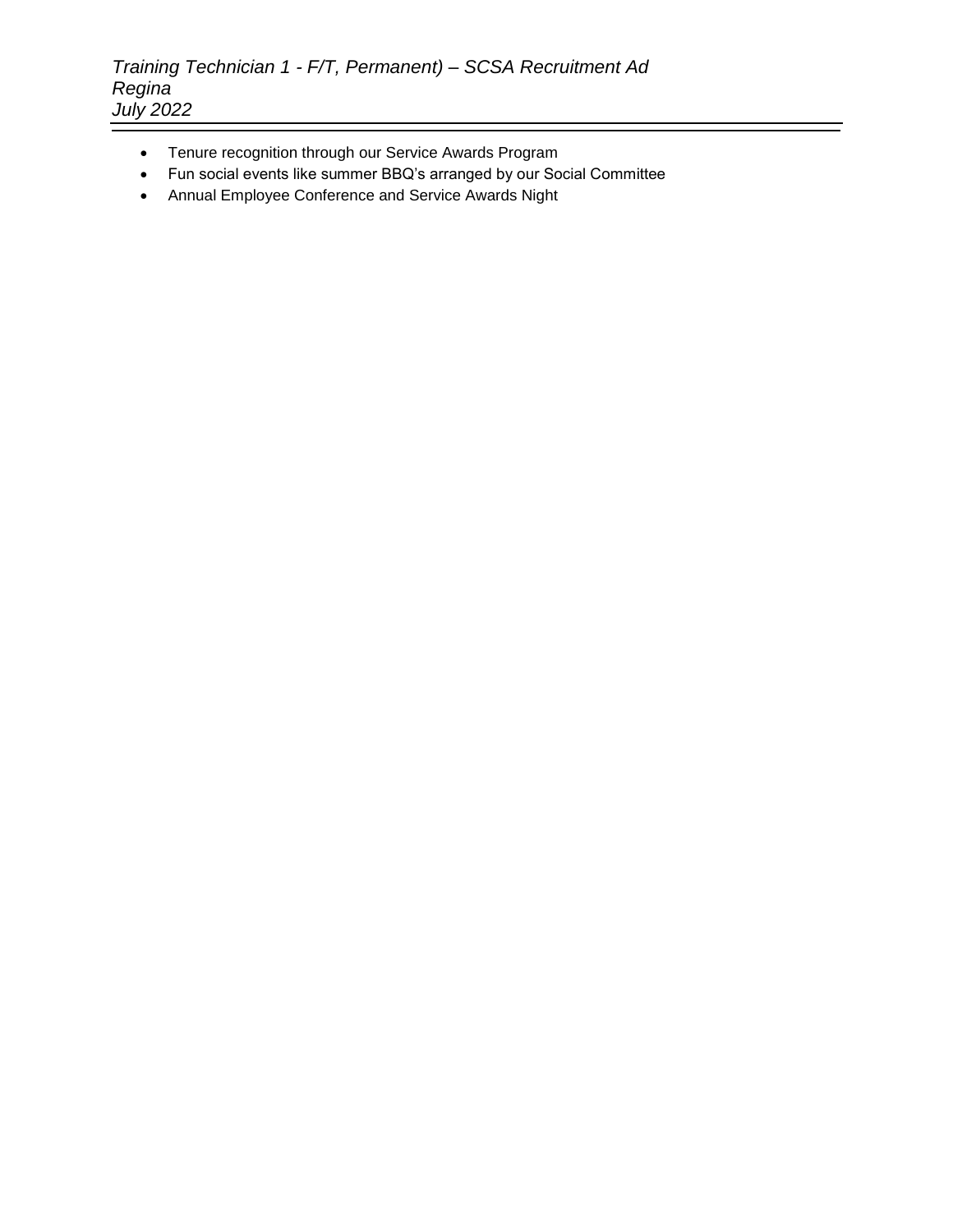- Tenure recognition through our Service Awards Program
- Fun social events like summer BBQ's arranged by our Social Committee
- Annual Employee Conference and Service Awards Night